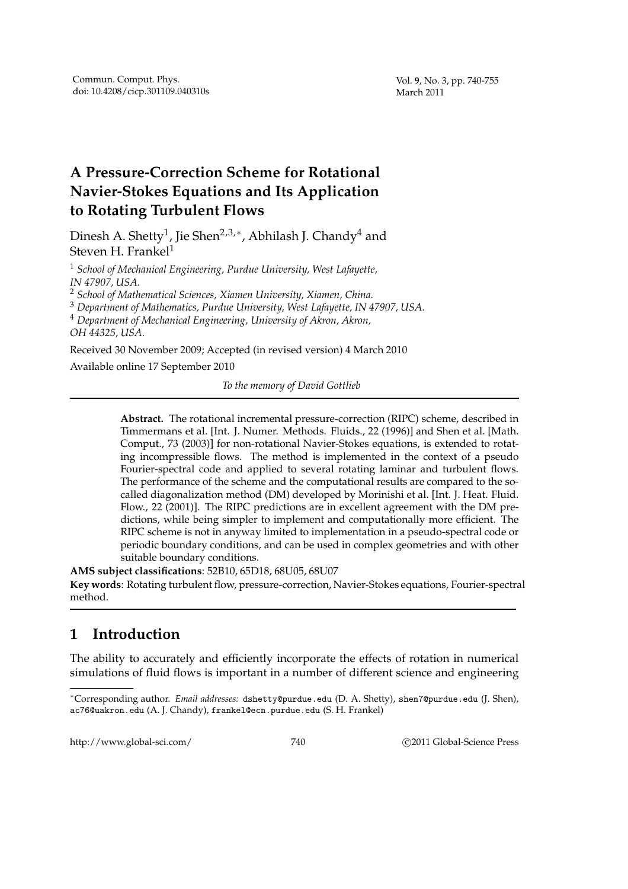# A Pressure-Correction Scheme for Rotational Navier-Stokes Equations and Its Application to Rotating Turbulent Flows

Dinesh A. Shetty[1], Jie Shen[2,3,*], Abhilash J. Chandy[4] and Steven H. Frankel[1]

[1] *School of Mechanical Engineering, Purdue University, West Lafayette, IN 47907, USA.*
[2] *School of Mathematical Sciences, Xiamen University, Xiamen, China.*
[3] *Department of Mathematics, Purdue University, West Lafayette, IN 47907, USA.*
[4] *Department of Mechanical Engineering, University of Akron, Akron, OH 44325, USA.*

Received 30 November 2009; Accepted (in revised version) 4 March 2010

Available online 17 September 2010

*To the memory of David Gottlieb*

---

**Abstract.** The rotational incremental pressure-correction (RIPC) scheme, described in Timmermans et al. [Int. J. Numer. Methods. Fluids., 22 (1996)] and Shen et al. [Math. Comput., 73 (2003)] for non-rotational Navier-Stokes equations, is extended to rotating incompressible flows. The method is implemented in the context of a pseudo Fourier-spectral code and applied to several rotating laminar and turbulent flows. The performance of the scheme and the computational results are compared to the so-called diagonalization method (DM) developed by Morinishi et al. [Int. J. Heat. Fluid. Flow., 22 (2001)]. The RIPC predictions are in excellent agreement with the DM predictions, while being simpler to implement and computationally more efficient. The RIPC scheme is not in anyway limited to implementation in a pseudo-spectral code or periodic boundary conditions, and can be used in complex geometries and with other suitable boundary conditions.

**AMS subject classifications**: 52B10, 65D18, 68U05, 68U07

**Key words**: Rotating turbulent flow, pressure-correction, Navier-Stokes equations, Fourier-spectral method.

---

## 1 Introduction

The ability to accurately and efficiently incorporate the effects of rotation in numerical simulations of fluid flows is important in a number of different science and engineering

---

*Corresponding author. *Email addresses:* dshetty@purdue.edu (D. A. Shetty), shen7@purdue.edu (J. Shen), ac76@uakron.edu (A. J. Chandy), frankel@ecn.purdue.edu (S. H. Frankel)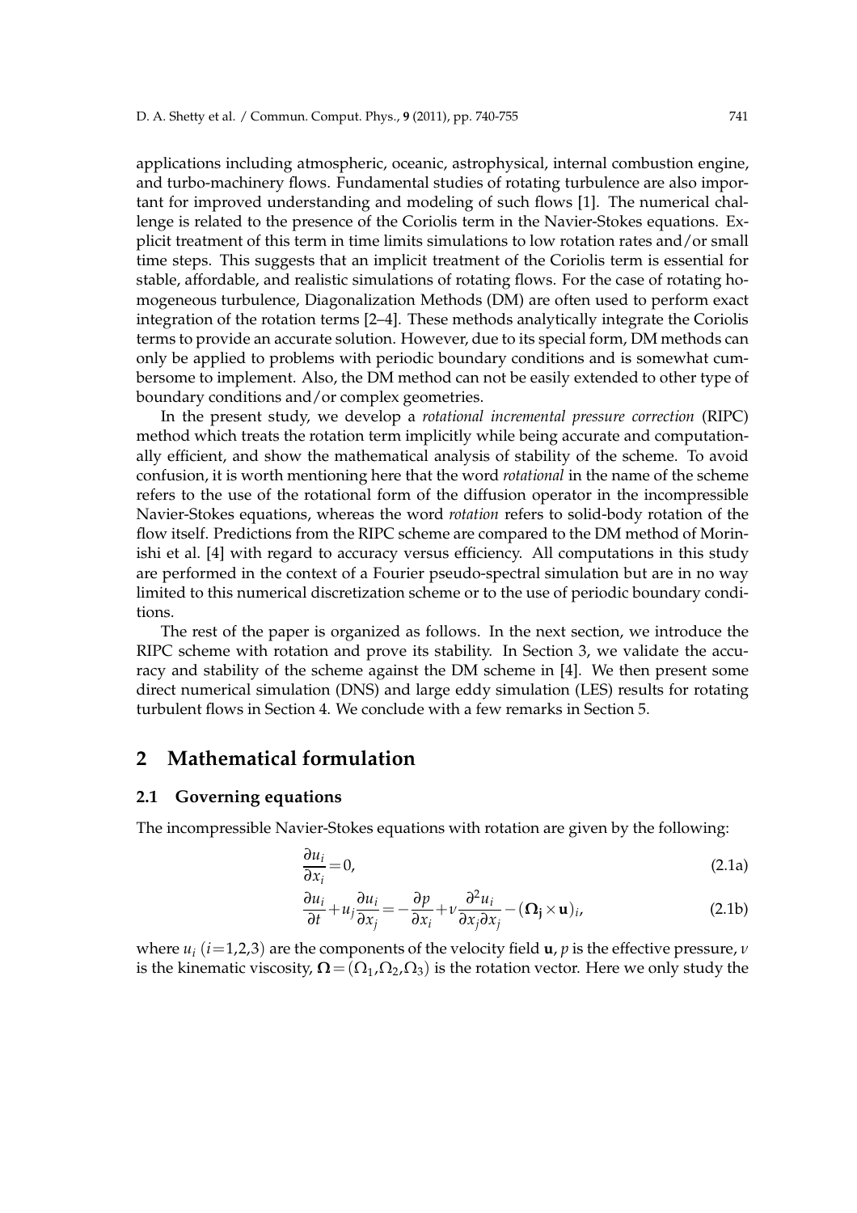applications including atmospheric, oceanic, astrophysical, internal combustion engine, and turbo-machinery flows. Fundamental studies of rotating turbulence are also important for improved understanding and modeling of such flows [1]. The numerical challenge is related to the presence of the Coriolis term in the Navier-Stokes equations. Explicit treatment of this term in time limits simulations to low rotation rates and/or small time steps. This suggests that an implicit treatment of the Coriolis term is essential for stable, affordable, and realistic simulations of rotating flows. For the case of rotating homogeneous turbulence, Diagonalization Methods (DM) are often used to perform exact integration of the rotation terms [2–4]. These methods analytically integrate the Coriolis terms to provide an accurate solution. However, due to its special form, DM methods can only be applied to problems with periodic boundary conditions and is somewhat cumbersome to implement. Also, the DM method can not be easily extended to other type of boundary conditions and/or complex geometries.

In the present study, we develop a *rotational incremental pressure correction* (RIPC) method which treats the rotation term implicitly while being accurate and computationally efficient, and show the mathematical analysis of stability of the scheme. To avoid confusion, it is worth mentioning here that the word *rotational* in the name of the scheme refers to the use of the rotational form of the diffusion operator in the incompressible Navier-Stokes equations, whereas the word *rotation* refers to solid-body rotation of the flow itself. Predictions from the RIPC scheme are compared to the DM method of Morinishi et al. [4] with regard to accuracy versus efficiency. All computations in this study are performed in the context of a Fourier pseudo-spectral simulation but are in no way limited to this numerical discretization scheme or to the use of periodic boundary conditions.

The rest of the paper is organized as follows. In the next section, we introduce the RIPC scheme with rotation and prove its stability. In Section 3, we validate the accuracy and stability of the scheme against the DM scheme in [4]. We then present some direct numerical simulation (DNS) and large eddy simulation (LES) results for rotating turbulent flows in Section 4. We conclude with a few remarks in Section 5.

## 2 Mathematical formulation

### 2.1 Governing equations

The incompressible Navier-Stokes equations with rotation are given by the following:

$$\frac{\partial u_i}{\partial x_i} = 0, \tag{2.1a}$$

$$\frac{\partial u_i}{\partial t} + u_j \frac{\partial u_i}{\partial x_j} = -\frac{\partial p}{\partial x_i} + \nu \frac{\partial^2 u_i}{\partial x_j \partial x_j} - (\mathbf{\Omega_j} \times \mathbf{u})_i, \tag{2.1b}$$

where $u_i$ ($i$=1,2,3) are the components of the velocity field $\mathbf{u}$, $p$ is the effective pressure, $\nu$ is the kinematic viscosity, $\mathbf{\Omega} = (\Omega_1, \Omega_2, \Omega_3)$ is the rotation vector. Here we only study the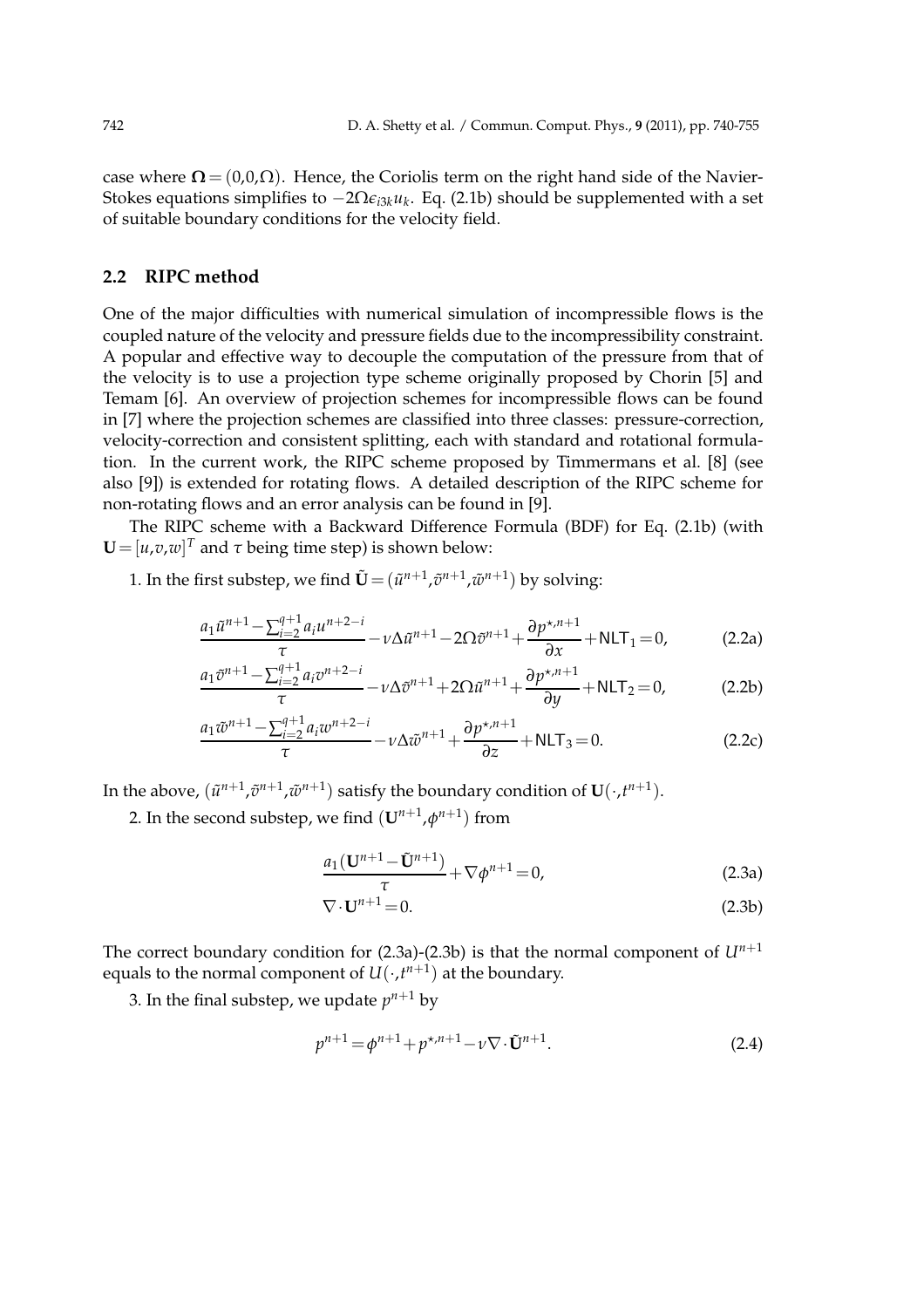case where $\mathbf{\Omega} = (0,0,\Omega)$. Hence, the Coriolis term on the right hand side of the Navier-Stokes equations simplifies to $-2\Omega\epsilon_{i3k}u_k$. Eq. (2.1b) should be supplemented with a set of suitable boundary conditions for the velocity field.

### 2.2 RIPC method

One of the major difficulties with numerical simulation of incompressible flows is the coupled nature of the velocity and pressure fields due to the incompressibility constraint. A popular and effective way to decouple the computation of the pressure from that of the velocity is to use a projection type scheme originally proposed by Chorin [5] and Temam [6]. An overview of projection schemes for incompressible flows can be found in [7] where the projection schemes are classified into three classes: pressure-correction, velocity-correction and consistent splitting, each with standard and rotational formulation. In the current work, the RIPC scheme proposed by Timmermans et al. [8] (see also [9]) is extended for rotating flows. A detailed description of the RIPC scheme for non-rotating flows and an error analysis can be found in [9].

The RIPC scheme with a Backward Difference Formula (BDF) for Eq. (2.1b) (with $\mathbf{U} = [u,v,w]^T$ and $\tau$ being time step) is shown below:

1. In the first substep, we find $\tilde{\mathbf{U}} = (\tilde{u}^{n+1}, \tilde{v}^{n+1}, \tilde{w}^{n+1})$ by solving:

$$\frac{a_1\tilde{u}^{n+1} - \sum_{i=2}^{q+1} a_i u^{n+2-i}}{\tau} - \nu\Delta\tilde{u}^{n+1} - 2\Omega\tilde{v}^{n+1} + \frac{\partial p^{\star,n+1}}{\partial x} + \mathsf{NLT}_1 = 0, \tag{2.2a}$$

$$\frac{a_1\tilde{v}^{n+1} - \sum_{i=2}^{q+1} a_i v^{n+2-i}}{\tau} - \nu\Delta\tilde{v}^{n+1} + 2\Omega\tilde{u}^{n+1} + \frac{\partial p^{\star,n+1}}{\partial y} + \mathsf{NLT}_2 = 0, \tag{2.2b}$$

$$\frac{a_1\tilde{w}^{n+1} - \sum_{i=2}^{q+1} a_i w^{n+2-i}}{\tau} - \nu\Delta\tilde{w}^{n+1} + \frac{\partial p^{\star,n+1}}{\partial z} + \mathsf{NLT}_3 = 0. \tag{2.2c}$$

In the above, $(\tilde{u}^{n+1}, \tilde{v}^{n+1}, \tilde{w}^{n+1})$ satisfy the boundary condition of $\mathbf{U}(\cdot, t^{n+1})$.

2. In the second substep, we find $(\mathbf{U}^{n+1}, \phi^{n+1})$ from

$$\frac{a_1(\mathbf{U}^{n+1} - \tilde{\mathbf{U}}^{n+1})}{\tau} + \nabla\phi^{n+1} = 0, \tag{2.3a}$$

$$\nabla \cdot \mathbf{U}^{n+1} = 0. \tag{2.3b}$$

The correct boundary condition for (2.3a)-(2.3b) is that the normal component of $U^{n+1}$ equals to the normal component of $U(\cdot, t^{n+1})$ at the boundary.

3. In the final substep, we update $p^{n+1}$ by

$$p^{n+1} = \phi^{n+1} + p^{\star,n+1} - \nu\nabla \cdot \tilde{\mathbf{U}}^{n+1}. \tag{2.4}$$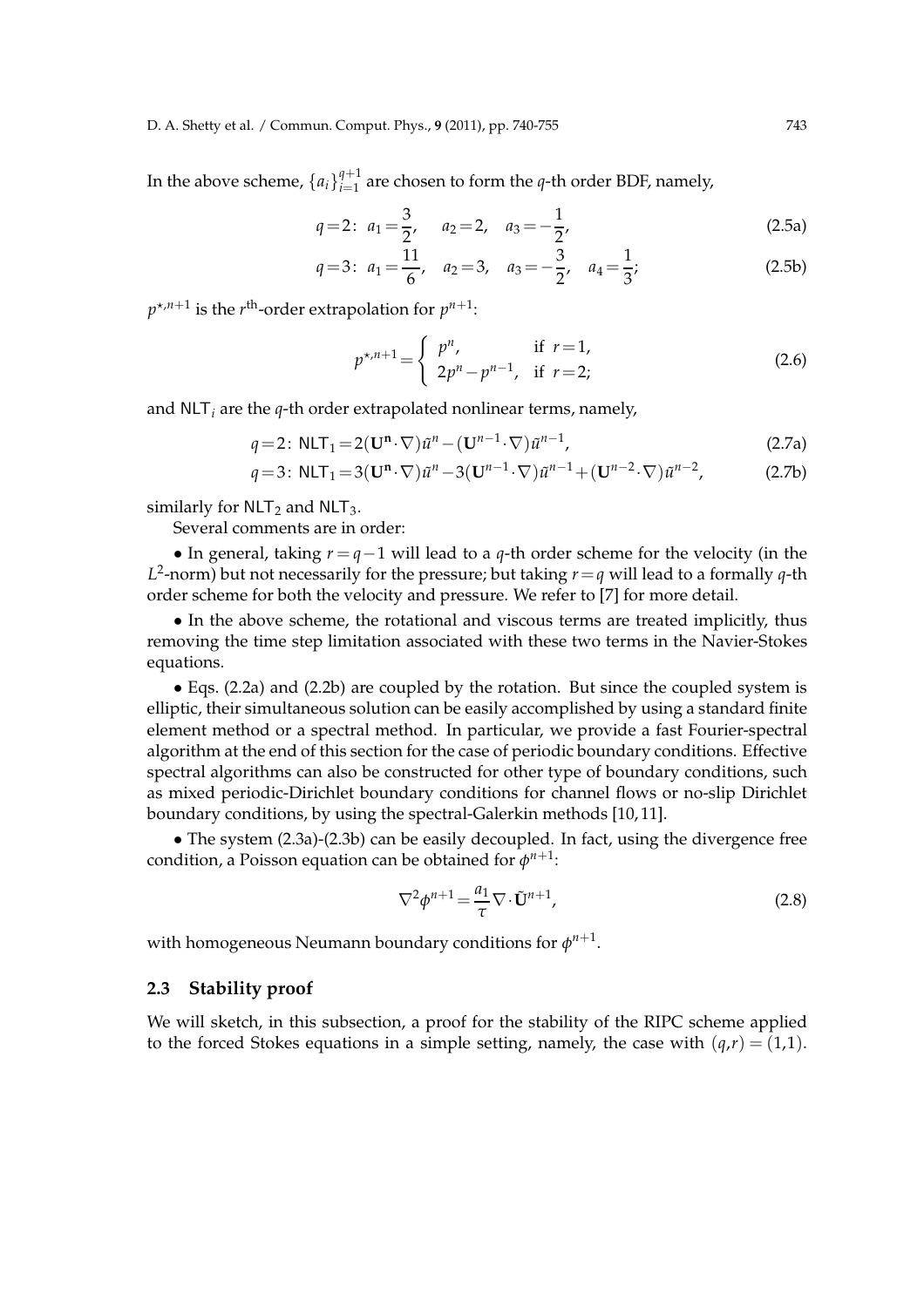In the above scheme, $\{a_i\}_{i=1}^{q+1}$ are chosen to form the $q$-th order BDF, namely,

$$q=2:\ a_1=\frac{3}{2},\quad a_2=2,\quad a_3=-\frac{1}{2}, \tag{2.5a}$$

$$q=3:\ a_1=\frac{11}{6},\quad a_2=3,\quad a_3=-\frac{3}{2},\quad a_4=\frac{1}{3}; \tag{2.5b}$$

$p^{\star,n+1}$ is the $r^{\text{th}}$-order extrapolation for $p^{n+1}$:

$$p^{\star,n+1}=\begin{cases} p^n, & \text{if } r=1, \\ 2p^n-p^{n-1}, & \text{if } r=2; \end{cases} \tag{2.6}$$

and $\mathsf{NLT}_i$ are the $q$-th order extrapolated nonlinear terms, namely,

$$q=2:\ \mathsf{NLT}_1=2(\mathbf{U}^{\mathbf{n}}\cdot\nabla)\tilde{u}^n-(\mathbf{U}^{n-1}\cdot\nabla)\tilde{u}^{n-1}, \tag{2.7a}$$

$$q=3:\ \mathsf{NLT}_1=3(\mathbf{U}^{\mathbf{n}}\cdot\nabla)\tilde{u}^n-3(\mathbf{U}^{n-1}\cdot\nabla)\tilde{u}^{n-1}+(\mathbf{U}^{n-2}\cdot\nabla)\tilde{u}^{n-2}, \tag{2.7b}$$

similarly for $\mathsf{NLT}_2$ and $\mathsf{NLT}_3$.

Several comments are in order:

• In general, taking $r=q-1$ will lead to a $q$-th order scheme for the velocity (in the $L^2$-norm) but not necessarily for the pressure; but taking $r=q$ will lead to a formally $q$-th order scheme for both the velocity and pressure. We refer to [7] for more detail.

• In the above scheme, the rotational and viscous terms are treated implicitly, thus removing the time step limitation associated with these two terms in the Navier-Stokes equations.

• Eqs. (2.2a) and (2.2b) are coupled by the rotation. But since the coupled system is elliptic, their simultaneous solution can be easily accomplished by using a standard finite element method or a spectral method. In particular, we provide a fast Fourier-spectral algorithm at the end of this section for the case of periodic boundary conditions. Effective spectral algorithms can also be constructed for other type of boundary conditions, such as mixed periodic-Dirichlet boundary conditions for channel flows or no-slip Dirichlet boundary conditions, by using the spectral-Galerkin methods [10,11].

• The system (2.3a)-(2.3b) can be easily decoupled. In fact, using the divergence free condition, a Poisson equation can be obtained for $\phi^{n+1}$:

$$\nabla^2\phi^{n+1}=\frac{a_1}{\tau}\nabla\cdot\tilde{\mathbf{U}}^{n+1}, \tag{2.8}$$

with homogeneous Neumann boundary conditions for $\phi^{n+1}$.

### 2.3 Stability proof

We will sketch, in this subsection, a proof for the stability of the RIPC scheme applied to the forced Stokes equations in a simple setting, namely, the case with $(q,r)=(1,1)$.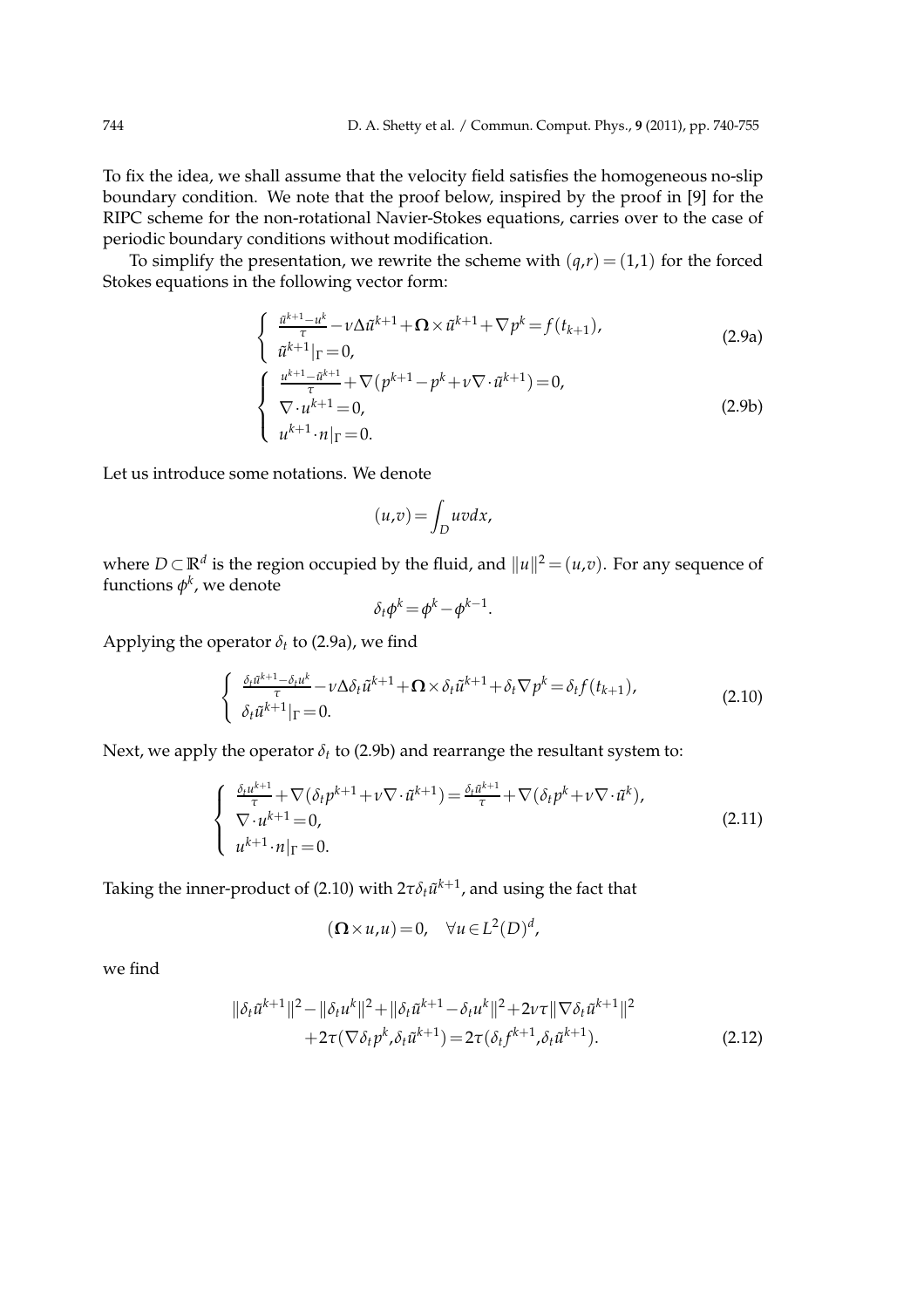To fix the idea, we shall assume that the velocity field satisfies the homogeneous no-slip boundary condition. We note that the proof below, inspired by the proof in [9] for the RIPC scheme for the non-rotational Navier-Stokes equations, carries over to the case of periodic boundary conditions without modification.

To simplify the presentation, we rewrite the scheme with $(q,r)=(1,1)$ for the forced Stokes equations in the following vector form:

$$
\left\{
\begin{array}{l}
\frac{\tilde{u}^{k+1}-u^k}{\tau}-\nu\Delta\tilde{u}^{k+1}+\boldsymbol{\Omega}\times\tilde{u}^{k+1}+\nabla p^k=f(t_{k+1}),\\
\tilde{u}^{k+1}|_\Gamma=0,
\end{array}
\right.
\tag{2.9a}
$$

$$
\left\{
\begin{array}{l}
\frac{u^{k+1}-\tilde{u}^{k+1}}{\tau}+\nabla(p^{k+1}-p^k+\nu\nabla\cdot\tilde{u}^{k+1})=0,\\
\nabla\cdot u^{k+1}=0,\\
u^{k+1}\cdot n|_\Gamma=0.
\end{array}
\right.
\tag{2.9b}
$$

Let us introduce some notations. We denote

$$
(u,v)=\int_D uvdx,
$$

where $D\subset\mathbb{R}^d$ is the region occupied by the fluid, and $\|u\|^2=(u,v)$. For any sequence of functions $\phi^k$, we denote

$$
\delta_t\phi^k=\phi^k-\phi^{k-1}.
$$

Applying the operator $\delta_t$ to (2.9a), we find

$$
\left\{
\begin{array}{l}
\frac{\delta_t\tilde{u}^{k+1}-\delta_t u^k}{\tau}-\nu\Delta\delta_t\tilde{u}^{k+1}+\boldsymbol{\Omega}\times\delta_t\tilde{u}^{k+1}+\delta_t\nabla p^k=\delta_t f(t_{k+1}),\\
\delta_t\tilde{u}^{k+1}|_\Gamma=0.
\end{array}
\right.
\tag{2.10}
$$

Next, we apply the operator $\delta_t$ to (2.9b) and rearrange the resultant system to:

$$
\left\{
\begin{array}{l}
\frac{\delta_t u^{k+1}}{\tau}+\nabla(\delta_t p^{k+1}+\nu\nabla\cdot\tilde{u}^{k+1})=\frac{\delta_t\tilde{u}^{k+1}}{\tau}+\nabla(\delta_t p^k+\nu\nabla\cdot\tilde{u}^k),\\
\nabla\cdot u^{k+1}=0,\\
u^{k+1}\cdot n|_\Gamma=0.
\end{array}
\right.
\tag{2.11}
$$

Taking the inner-product of (2.10) with $2\tau\delta_t\tilde{u}^{k+1}$, and using the fact that

$$
(\boldsymbol{\Omega}\times u,u)=0,\quad \forall u\in L^2(D)^d,
$$

we find

$$
\begin{aligned}
&\|\delta_t\tilde{u}^{k+1}\|^2-\|\delta_t u^k\|^2+\|\delta_t\tilde{u}^{k+1}-\delta_t u^k\|^2+2\nu\tau\|\nabla\delta_t\tilde{u}^{k+1}\|^2\\
&\quad+2\tau(\nabla\delta_t p^k,\delta_t\tilde{u}^{k+1})=2\tau(\delta_t f^{k+1},\delta_t\tilde{u}^{k+1}).
\end{aligned}
\tag{2.12}
$$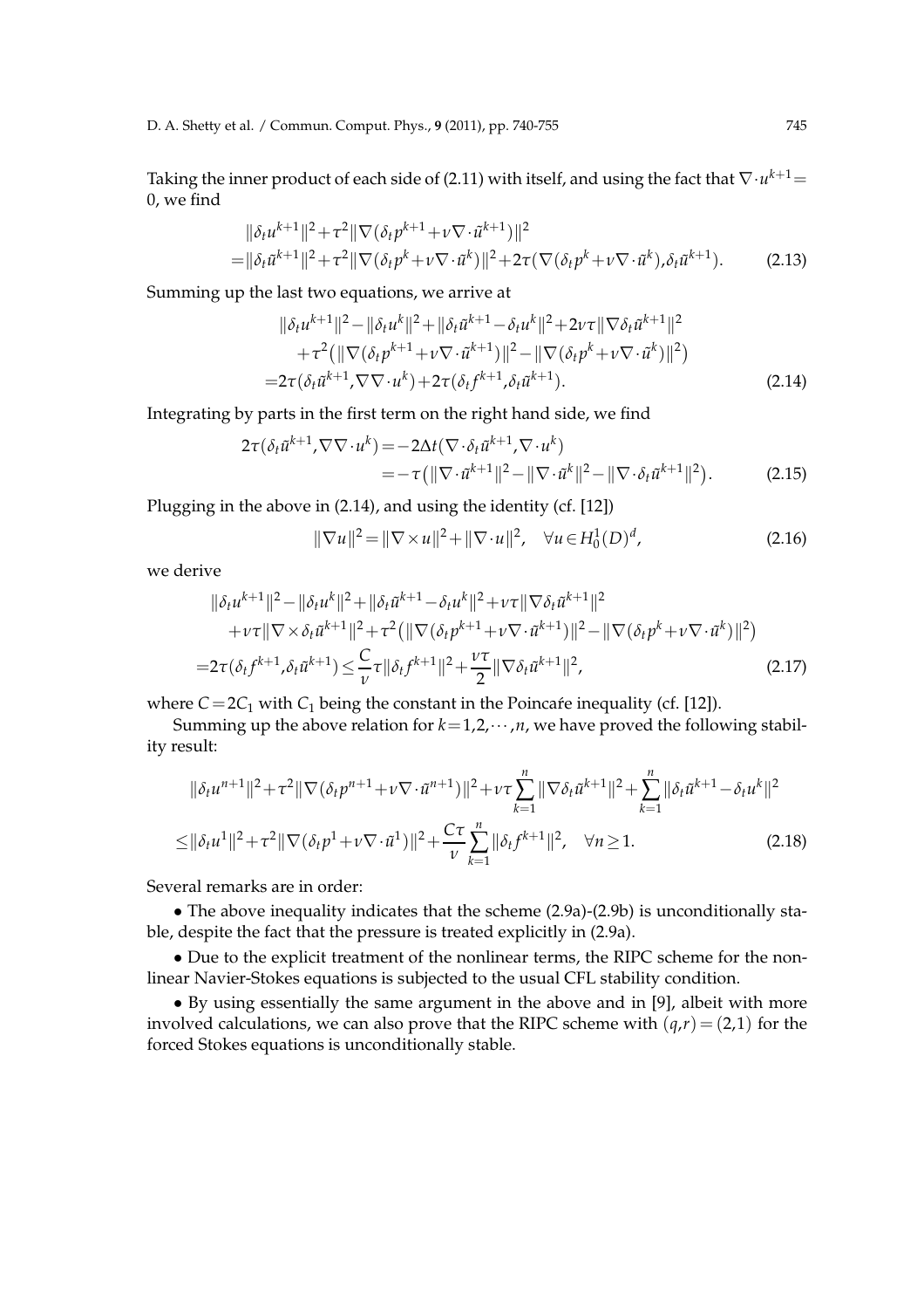Taking the inner product of each side of (2.11) with itself, and using the fact that $\nabla\cdot u^{k+1}=0$, we find

$$
\begin{aligned}
&\|\delta_t u^{k+1}\|^2+\tau^2\|\nabla(\delta_t p^{k+1}+\nu\nabla\cdot\tilde{u}^{k+1})\|^2\\
=&\|\delta_t\tilde{u}^{k+1}\|^2+\tau^2\|\nabla(\delta_t p^k+\nu\nabla\cdot\tilde{u}^k)\|^2+2\tau(\nabla(\delta_t p^k+\nu\nabla\cdot\tilde{u}^k),\delta_t\tilde{u}^{k+1}).
\end{aligned}
\tag{2.13}
$$

Summing up the last two equations, we arrive at

$$
\begin{aligned}
&\|\delta_t u^{k+1}\|^2-\|\delta_t u^k\|^2+\|\delta_t\tilde{u}^{k+1}-\delta_t u^k\|^2+2\nu\tau\|\nabla\delta_t\tilde{u}^{k+1}\|^2\\
&\quad+\tau^2\big(\|\nabla(\delta_t p^{k+1}+\nu\nabla\cdot\tilde{u}^{k+1})\|^2-\|\nabla(\delta_t p^k+\nu\nabla\cdot\tilde{u}^k)\|^2\big)\\
=&2\tau(\delta_t\tilde{u}^{k+1},\nabla\nabla\cdot u^k)+2\tau(\delta_t f^{k+1},\delta_t\tilde{u}^{k+1}).
\end{aligned}
\tag{2.14}
$$

Integrating by parts in the first term on the right hand side, we find

$$
\begin{aligned}
2\tau(\delta_t\tilde{u}^{k+1},\nabla\nabla\cdot u^k)=&-2\Delta t(\nabla\cdot\delta_t\tilde{u}^{k+1},\nabla\cdot u^k)\\
=&-\tau\big(\|\nabla\cdot\tilde{u}^{k+1}\|^2-\|\nabla\cdot\tilde{u}^k\|^2-\|\nabla\cdot\delta_t\tilde{u}^{k+1}\|^2\big).
\end{aligned}
\tag{2.15}
$$

Plugging in the above in (2.14), and using the identity (cf. [12])

$$
\|\nabla u\|^2=\|\nabla\times u\|^2+\|\nabla\cdot u\|^2,\quad \forall u\in H_0^1(D)^d,
\tag{2.16}
$$

we derive

$$
\begin{aligned}
&\|\delta_t u^{k+1}\|^2-\|\delta_t u^k\|^2+\|\delta_t\tilde{u}^{k+1}-\delta_t u^k\|^2+\nu\tau\|\nabla\delta_t\tilde{u}^{k+1}\|^2\\
&+\nu\tau\|\nabla\times\delta_t\tilde{u}^{k+1}\|^2+\tau^2\big(\|\nabla(\delta_t p^{k+1}+\nu\nabla\cdot\tilde{u}^{k+1})\|^2-\|\nabla(\delta_t p^k+\nu\nabla\cdot\tilde{u}^k)\|^2\big)\\
=&2\tau(\delta_t f^{k+1},\delta_t\tilde{u}^{k+1})\le\frac{C}{\nu}\tau\|\delta_t f^{k+1}\|^2+\frac{\nu\tau}{2}\|\nabla\delta_t\tilde{u}^{k+1}\|^2,
\end{aligned}
\tag{2.17}
$$

where $C=2C_1$ with $C_1$ being the constant in the Poincaré inequality (cf. [12]).

Summing up the above relation for $k=1,2,\cdots,n$, we have proved the following stability result:

$$
\begin{aligned}
&\|\delta_t u^{n+1}\|^2+\tau^2\|\nabla(\delta_t p^{n+1}+\nu\nabla\cdot\tilde{u}^{n+1})\|^2+\nu\tau\sum_{k=1}^n\|\nabla\delta_t\tilde{u}^{k+1}\|^2+\sum_{k=1}^n\|\delta_t\tilde{u}^{k+1}-\delta_t u^k\|^2\\
\le&\|\delta_t u^1\|^2+\tau^2\|\nabla(\delta_t p^1+\nu\nabla\cdot\tilde{u}^1)\|^2+\frac{C\tau}{\nu}\sum_{k=1}^n\|\delta_t f^{k+1}\|^2,\quad\forall n\ge 1.
\end{aligned}
\tag{2.18}
$$

Several remarks are in order:

- The above inequality indicates that the scheme (2.9a)-(2.9b) is unconditionally stable, despite the fact that the pressure is treated explicitly in (2.9a).
- Due to the explicit treatment of the nonlinear terms, the RIPC scheme for the nonlinear Navier-Stokes equations is subjected to the usual CFL stability condition.
- By using essentially the same argument in the above and in [9], albeit with more involved calculations, we can also prove that the RIPC scheme with $(q,r)=(2,1)$ for the forced Stokes equations is unconditionally stable.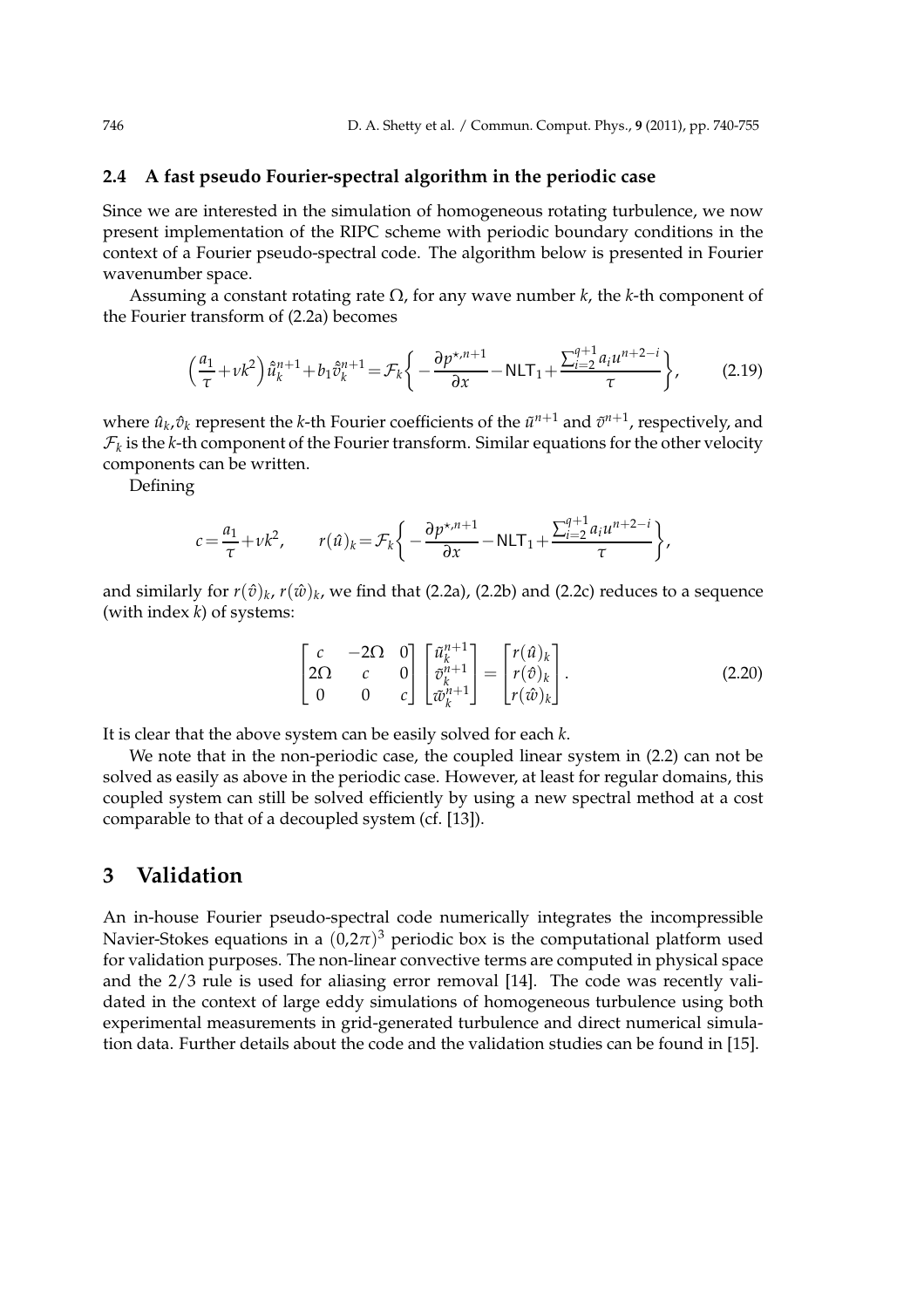### 2.4 A fast pseudo Fourier-spectral algorithm in the periodic case

Since we are interested in the simulation of homogeneous rotating turbulence, we now present implementation of the RIPC scheme with periodic boundary conditions in the context of a Fourier pseudo-spectral code. The algorithm below is presented in Fourier wavenumber space.

Assuming a constant rotating rate $\Omega$, for any wave number $k$, the $k$-th component of the Fourier transform of (2.2a) becomes

$$\Big(\frac{a_1}{\tau}+\nu k^2\Big)\hat{\tilde{u}}_k^{n+1}+b_1\hat{\tilde{v}}_k^{n+1}=\mathcal{F}_k\bigg\{-\frac{\partial p^{\star,n+1}}{\partial x}-\mathsf{NLT}_1+\frac{\sum_{i=2}^{q+1}a_i u^{n+2-i}}{\tau}\bigg\}, \tag{2.19}$$

where $\hat{u}_k,\hat{v}_k$ represent the $k$-th Fourier coefficients of the $\tilde{u}^{n+1}$ and $\tilde{v}^{n+1}$, respectively, and $\mathcal{F}_k$ is the $k$-th component of the Fourier transform. Similar equations for the other velocity components can be written.

Defining

$$c=\frac{a_1}{\tau}+\nu k^2,\qquad r(\hat{u})_k=\mathcal{F}_k\bigg\{-\frac{\partial p^{\star,n+1}}{\partial x}-\mathsf{NLT}_1+\frac{\sum_{i=2}^{q+1}a_i u^{n+2-i}}{\tau}\bigg\},$$

and similarly for $r(\hat{v})_k$, $r(\hat{w})_k$, we find that (2.2a), (2.2b) and (2.2c) reduces to a sequence (with index $k$) of systems:

$$\begin{bmatrix} c & -2\Omega & 0\\ 2\Omega & c & 0\\ 0 & 0 & c\end{bmatrix}\begin{bmatrix}\tilde{u}_k^{n+1}\\ \tilde{v}_k^{n+1}\\ \tilde{w}_k^{n+1}\end{bmatrix}=\begin{bmatrix} r(\hat{u})_k\\ r(\hat{v})_k\\ r(\hat{w})_k\end{bmatrix}. \tag{2.20}$$

It is clear that the above system can be easily solved for each $k$.

We note that in the non-periodic case, the coupled linear system in (2.2) can not be solved as easily as above in the periodic case. However, at least for regular domains, this coupled system can still be solved efficiently by using a new spectral method at a cost comparable to that of a decoupled system (cf. [13]).

## 3 Validation

An in-house Fourier pseudo-spectral code numerically integrates the incompressible Navier-Stokes equations in a $(0,2\pi)^3$ periodic box is the computational platform used for validation purposes. The non-linear convective terms are computed in physical space and the 2/3 rule is used for aliasing error removal [14]. The code was recently validated in the context of large eddy simulations of homogeneous turbulence using both experimental measurements in grid-generated turbulence and direct numerical simulation data. Further details about the code and the validation studies can be found in [15].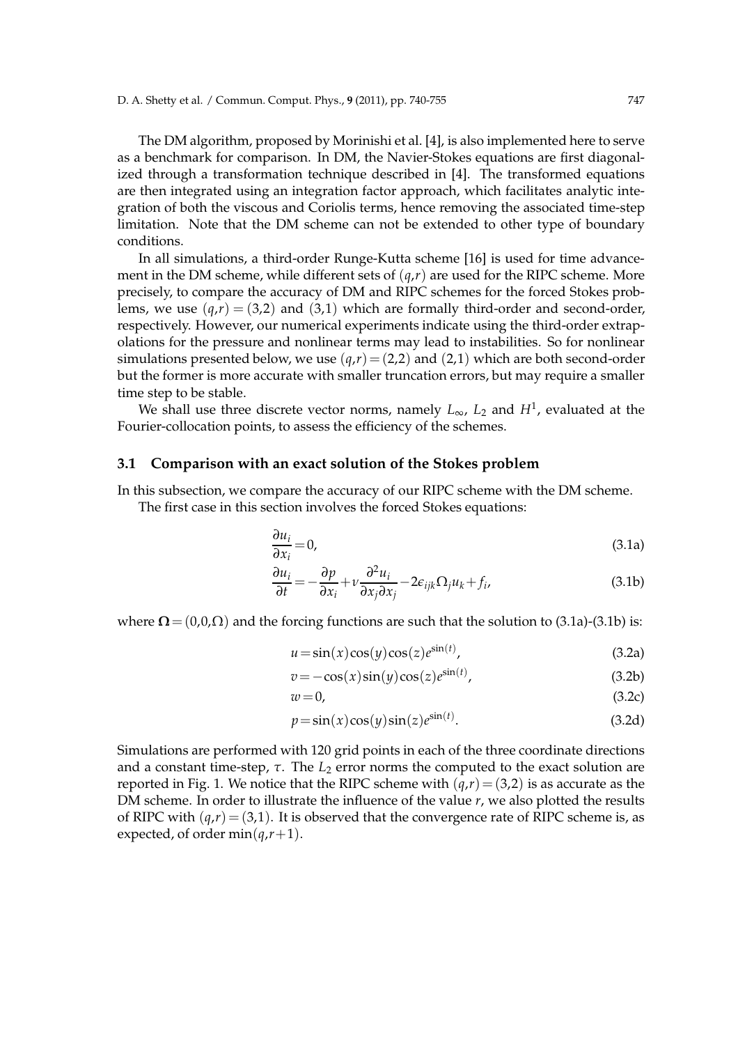The DM algorithm, proposed by Morinishi et al. [4], is also implemented here to serve as a benchmark for comparison. In DM, the Navier-Stokes equations are first diagonalized through a transformation technique described in [4]. The transformed equations are then integrated using an integration factor approach, which facilitates analytic integration of both the viscous and Coriolis terms, hence removing the associated time-step limitation. Note that the DM scheme can not be extended to other type of boundary conditions.

In all simulations, a third-order Runge-Kutta scheme [16] is used for time advancement in the DM scheme, while different sets of $(q,r)$ are used for the RIPC scheme. More precisely, to compare the accuracy of DM and RIPC schemes for the forced Stokes problems, we use $(q,r)=(3,2)$ and $(3,1)$ which are formally third-order and second-order, respectively. However, our numerical experiments indicate using the third-order extrapolations for the pressure and nonlinear terms may lead to instabilities. So for nonlinear simulations presented below, we use $(q,r)=(2,2)$ and $(2,1)$ which are both second-order but the former is more accurate with smaller truncation errors, but may require a smaller time step to be stable.

We shall use three discrete vector norms, namely $L_\infty$, $L_2$ and $H^1$, evaluated at the Fourier-collocation points, to assess the efficiency of the schemes.

### 3.1 Comparison with an exact solution of the Stokes problem

In this subsection, we compare the accuracy of our RIPC scheme with the DM scheme.

The first case in this section involves the forced Stokes equations:

$$\frac{\partial u_i}{\partial x_i}=0, \tag{3.1a}$$

$$\frac{\partial u_i}{\partial t}=-\frac{\partial p}{\partial x_i}+\nu\frac{\partial^2 u_i}{\partial x_j \partial x_j}-2\epsilon_{ijk}\Omega_j u_k+f_i, \tag{3.1b}$$

where $\mathbf{\Omega}=(0,0,\Omega)$ and the forcing functions are such that the solution to (3.1a)-(3.1b) is:

$$u=\sin(x)\cos(y)\cos(z)e^{\sin(t)}, \tag{3.2a}$$

$$v=-\cos(x)\sin(y)\cos(z)e^{\sin(t)}, \tag{3.2b}$$

$$w=0, \tag{3.2c}$$

$$p=\sin(x)\cos(y)\sin(z)e^{\sin(t)}. \tag{3.2d}$$

Simulations are performed with 120 grid points in each of the three coordinate directions and a constant time-step, $\tau$. The $L_2$ error norms the computed to the exact solution are reported in Fig. 1. We notice that the RIPC scheme with $(q,r)=(3,2)$ is as accurate as the DM scheme. In order to illustrate the influence of the value $r$, we also plotted the results of RIPC with $(q,r)=(3,1)$. It is observed that the convergence rate of RIPC scheme is, as expected, of order $\min(q,r+1)$.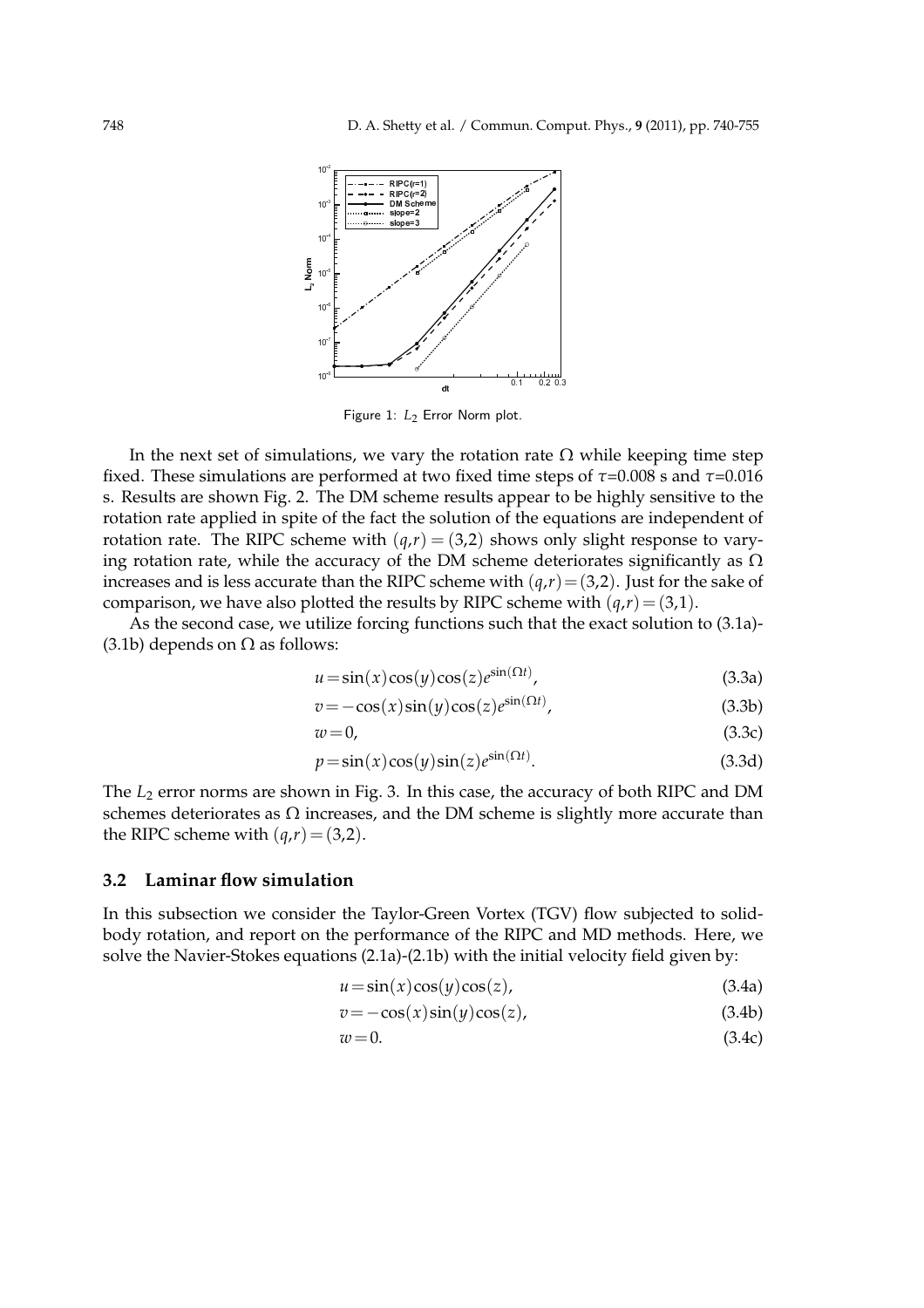Figure 1: $L_2$ Error Norm plot.

In the next set of simulations, we vary the rotation rate $\Omega$ while keeping time step fixed. These simulations are performed at two fixed time steps of $\tau$=0.008 s and $\tau$=0.016 s. Results are shown Fig. 2. The DM scheme results appear to be highly sensitive to the rotation rate applied in spite of the fact the solution of the equations are independent of rotation rate. The RIPC scheme with $(q,r)=(3,2)$ shows only slight response to varying rotation rate, while the accuracy of the DM scheme deteriorates significantly as $\Omega$ increases and is less accurate than the RIPC scheme with $(q,r)=(3,2)$. Just for the sake of comparison, we have also plotted the results by RIPC scheme with $(q,r)=(3,1)$.

As the second case, we utilize forcing functions such that the exact solution to (3.1a)-(3.1b) depends on $\Omega$ as follows:

$$u=\sin(x)\cos(y)\cos(z)e^{\sin(\Omega t)}, \tag{3.3a}$$

$$v=-\cos(x)\sin(y)\cos(z)e^{\sin(\Omega t)}, \tag{3.3b}$$

$$w=0, \tag{3.3c}$$

$$p=\sin(x)\cos(y)\sin(z)e^{\sin(\Omega t)}. \tag{3.3d}$$

The $L_2$ error norms are shown in Fig. 3. In this case, the accuracy of both RIPC and DM schemes deteriorates as $\Omega$ increases, and the DM scheme is slightly more accurate than the RIPC scheme with $(q,r)=(3,2)$.

### 3.2 Laminar flow simulation

In this subsection we consider the Taylor-Green Vortex (TGV) flow subjected to solid-body rotation, and report on the performance of the RIPC and MD methods. Here, we solve the Navier-Stokes equations (2.1a)-(2.1b) with the initial velocity field given by:

$$u=\sin(x)\cos(y)\cos(z), \tag{3.4a}$$

$$v=-\cos(x)\sin(y)\cos(z), \tag{3.4b}$$

$$w=0. \tag{3.4c}$$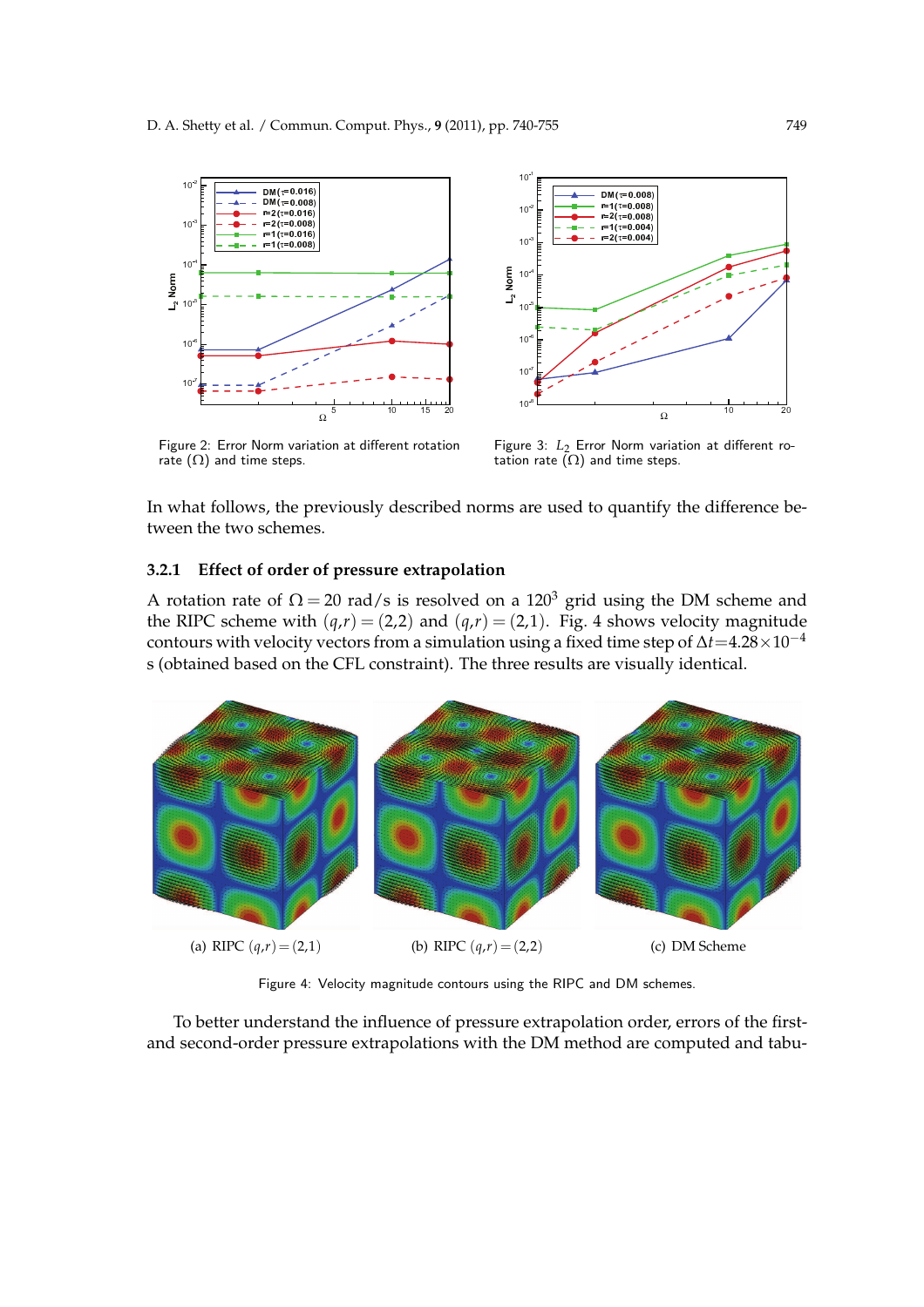Figure 2: Error Norm variation at different rotation rate ($\Omega$) and time steps.

Figure 3: $L_2$ Error Norm variation at different rotation rate ($\Omega$) and time steps.

In what follows, the previously described norms are used to quantify the difference between the two schemes.

### 3.2.1 Effect of order of pressure extrapolation

A rotation rate of $\Omega = 20$ rad/s is resolved on a $120^3$ grid using the DM scheme and the RIPC scheme with $(q,r) = (2,2)$ and $(q,r) = (2,1)$. Fig. 4 shows velocity magnitude contours with velocity vectors from a simulation using a fixed time step of $\Delta t = 4.28 \times 10^{-4}$ s (obtained based on the CFL constraint). The three results are visually identical.

(a) RIPC $(q,r) = (2,1)$ (b) RIPC $(q,r) = (2,2)$ (c) DM Scheme

Figure 4: Velocity magnitude contours using the RIPC and DM schemes.

To better understand the influence of pressure extrapolation order, errors of the first- and second-order pressure extrapolations with the DM method are computed and tabu-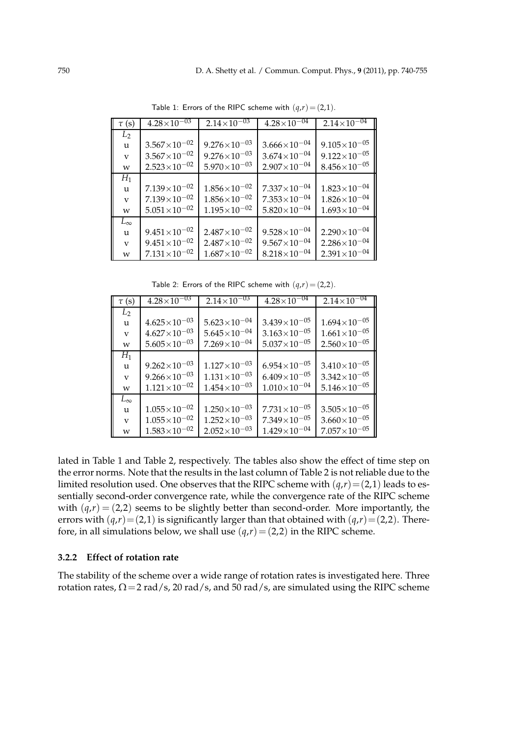Table 1: Errors of the RIPC scheme with $(q,r)=(2,1)$.

| $\tau$ (s) | $4.28\times10^{-03}$ | $2.14\times10^{-03}$ | $4.28\times10^{-04}$ | $2.14\times10^{-04}$ |
|---|---|---|---|---|
| $L_2$ | | | | |
| u | $3.567\times10^{-02}$ | $9.276\times10^{-03}$ | $3.666\times10^{-04}$ | $9.105\times10^{-05}$ |
| v | $3.567\times10^{-02}$ | $9.276\times10^{-03}$ | $3.674\times10^{-04}$ | $9.122\times10^{-05}$ |
| w | $2.523\times10^{-02}$ | $5.970\times10^{-03}$ | $2.907\times10^{-04}$ | $8.456\times10^{-05}$ |
| $H_1$ | | | | |
| u | $7.139\times10^{-02}$ | $1.856\times10^{-02}$ | $7.337\times10^{-04}$ | $1.823\times10^{-04}$ |
| v | $7.139\times10^{-02}$ | $1.856\times10^{-02}$ | $7.353\times10^{-04}$ | $1.826\times10^{-04}$ |
| w | $5.051\times10^{-02}$ | $1.195\times10^{-02}$ | $5.820\times10^{-04}$ | $1.693\times10^{-04}$ |
| $L_\infty$ | | | | |
| u | $9.451\times10^{-02}$ | $2.487\times10^{-02}$ | $9.528\times10^{-04}$ | $2.290\times10^{-04}$ |
| v | $9.451\times10^{-02}$ | $2.487\times10^{-02}$ | $9.567\times10^{-04}$ | $2.286\times10^{-04}$ |
| w | $7.131\times10^{-02}$ | $1.687\times10^{-02}$ | $8.218\times10^{-04}$ | $2.391\times10^{-04}$ |

Table 2: Errors of the RIPC scheme with $(q,r)=(2,2)$.

| $\tau$ (s) | $4.28\times10^{-03}$ | $2.14\times10^{-03}$ | $4.28\times10^{-04}$ | $2.14\times10^{-04}$ |
|---|---|---|---|---|
| $L_2$ | | | | |
| u | $4.625\times10^{-03}$ | $5.623\times10^{-04}$ | $3.439\times10^{-05}$ | $1.694\times10^{-05}$ |
| v | $4.627\times10^{-03}$ | $5.645\times10^{-04}$ | $3.163\times10^{-05}$ | $1.661\times10^{-05}$ |
| w | $5.605\times10^{-03}$ | $7.269\times10^{-04}$ | $5.037\times10^{-05}$ | $2.560\times10^{-05}$ |
| $H_1$ | | | | |
| u | $9.262\times10^{-03}$ | $1.127\times10^{-03}$ | $6.954\times10^{-05}$ | $3.410\times10^{-05}$ |
| v | $9.266\times10^{-03}$ | $1.131\times10^{-03}$ | $6.409\times10^{-05}$ | $3.342\times10^{-05}$ |
| w | $1.121\times10^{-02}$ | $1.454\times10^{-03}$ | $1.010\times10^{-04}$ | $5.146\times10^{-05}$ |
| $L_\infty$ | | | | |
| u | $1.055\times10^{-02}$ | $1.250\times10^{-03}$ | $7.731\times10^{-05}$ | $3.505\times10^{-05}$ |
| v | $1.055\times10^{-02}$ | $1.252\times10^{-03}$ | $7.349\times10^{-05}$ | $3.660\times10^{-05}$ |
| w | $1.583\times10^{-02}$ | $2.052\times10^{-03}$ | $1.429\times10^{-04}$ | $7.057\times10^{-05}$ |

lated in Table 1 and Table 2, respectively. The tables also show the effect of time step on the error norms. Note that the results in the last column of Table 2 is not reliable due to the limited resolution used. One observes that the RIPC scheme with $(q,r)=(2,1)$ leads to essentially second-order convergence rate, while the convergence rate of the RIPC scheme with $(q,r)=(2,2)$ seems to be slightly better than second-order. More importantly, the errors with $(q,r)=(2,1)$ is significantly larger than that obtained with $(q,r)=(2,2)$. Therefore, in all simulations below, we shall use $(q,r)=(2,2)$ in the RIPC scheme.

### 3.2.2 Effect of rotation rate

The stability of the scheme over a wide range of rotation rates is investigated here. Three rotation rates, $\Omega=2$ rad/s, 20 rad/s, and 50 rad/s, are simulated using the RIPC scheme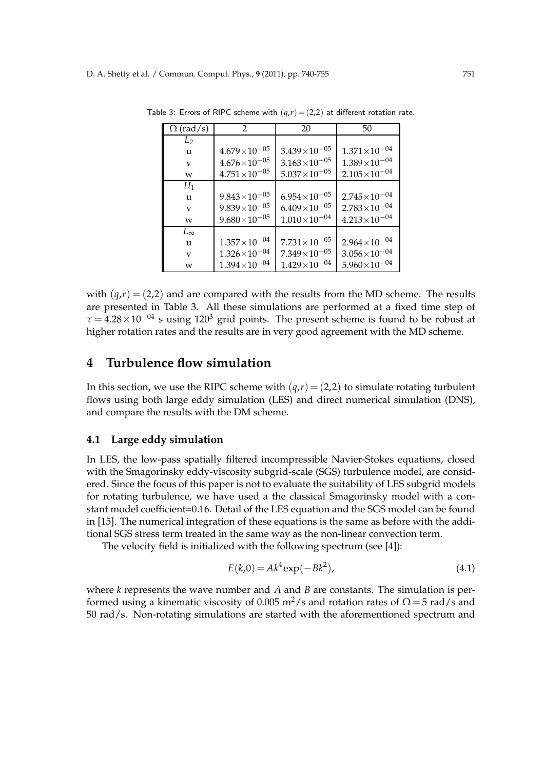Table 3: Errors of RIPC scheme with $(q,r)=(2,2)$ at different rotation rate.

| $\Omega$ (rad/s) | 2 | 20 | 50 |
|---|---|---|---|
| $L_2$ | | | |
| u | $4.679\times10^{-05}$ | $3.439\times10^{-05}$ | $1.371\times10^{-04}$ |
| v | $4.676\times10^{-05}$ | $3.163\times10^{-05}$ | $1.389\times10^{-04}$ |
| w | $4.751\times10^{-05}$ | $5.037\times10^{-05}$ | $2.105\times10^{-04}$ |
| $H_1$ | | | |
| u | $9.843\times10^{-05}$ | $6.954\times10^{-05}$ | $2.745\times10^{-04}$ |
| v | $9.839\times10^{-05}$ | $6.409\times10^{-05}$ | $2.783\times10^{-04}$ |
| w | $9.680\times10^{-05}$ | $1.010\times10^{-04}$ | $4.213\times10^{-04}$ |
| $L_\infty$ | | | |
| u | $1.357\times10^{-04}$ | $7.731\times10^{-05}$ | $2.964\times10^{-04}$ |
| v | $1.326\times10^{-04}$ | $7.349\times10^{-05}$ | $3.056\times10^{-04}$ |
| w | $1.394\times10^{-04}$ | $1.429\times10^{-04}$ | $5.960\times10^{-04}$ |

with $(q,r)=(2,2)$ and are compared with the results from the MD scheme. The results are presented in Table 3. All these simulations are performed at a fixed time step of $\tau=4.28\times10^{-04}$ s using $120^3$ grid points. The present scheme is found to be robust at higher rotation rates and the results are in very good agreement with the MD scheme.

# 4 Turbulence flow simulation

In this section, we use the RIPC scheme with $(q,r)=(2,2)$ to simulate rotating turbulent flows using both large eddy simulation (LES) and direct numerical simulation (DNS), and compare the results with the DM scheme.

## 4.1 Large eddy simulation

In LES, the low-pass spatially filtered incompressible Navier-Stokes equations, closed with the Smagorinsky eddy-viscosity subgrid-scale (SGS) turbulence model, are considered. Since the focus of this paper is not to evaluate the suitability of LES subgrid models for rotating turbulence, we have used a the classical Smagorinsky model with a constant model coefficient=0.16. Detail of the LES equation and the SGS model can be found in [15]. The numerical integration of these equations is the same as before with the additional SGS stress term treated in the same way as the non-linear convection term.

The velocity field is initialized with the following spectrum (see [4]):

$$E(k,0)=Ak^4\exp(-Bk^2), \tag{4.1}$$

where $k$ represents the wave number and $A$ and $B$ are constants. The simulation is performed using a kinematic viscosity of 0.005 $\text{m}^2$/s and rotation rates of $\Omega=5$ rad/s and 50 rad/s. Non-rotating simulations are started with the aforementioned spectrum and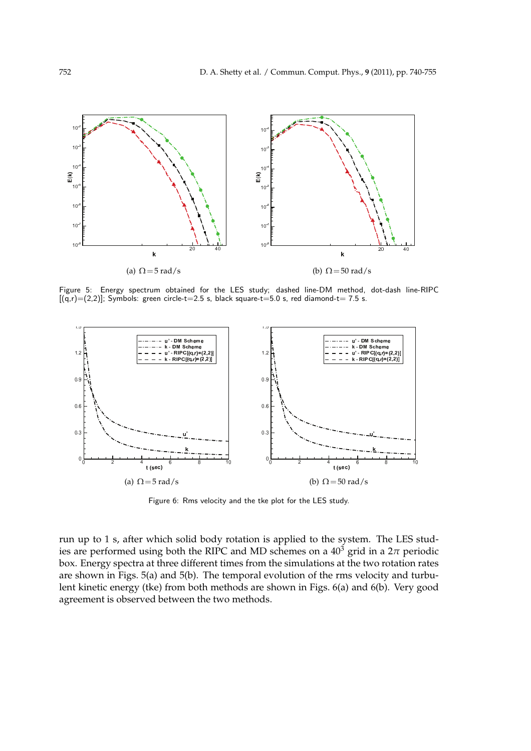(a) $\Omega = 5$ rad/s

(b) $\Omega = 50$ rad/s

Figure 5: Energy spectrum obtained for the LES study; dashed line-DM method, dot-dash line-RIPC [(q,r)=(2,2)]; Symbols: green circle-t=2.5 s, black square-t=5.0 s, red diamond-t= 7.5 s.

(a) $\Omega = 5$ rad/s

(b) $\Omega = 50$ rad/s

Figure 6: Rms velocity and the tke plot for the LES study.

run up to 1 s, after which solid body rotation is applied to the system. The LES studies are performed using both the RIPC and MD schemes on a $40^3$ grid in a $2\pi$ periodic box. Energy spectra at three different times from the simulations at the two rotation rates are shown in Figs. 5(a) and 5(b). The temporal evolution of the rms velocity and turbulent kinetic energy (tke) from both methods are shown in Figs. 6(a) and 6(b). Very good agreement is observed between the two methods.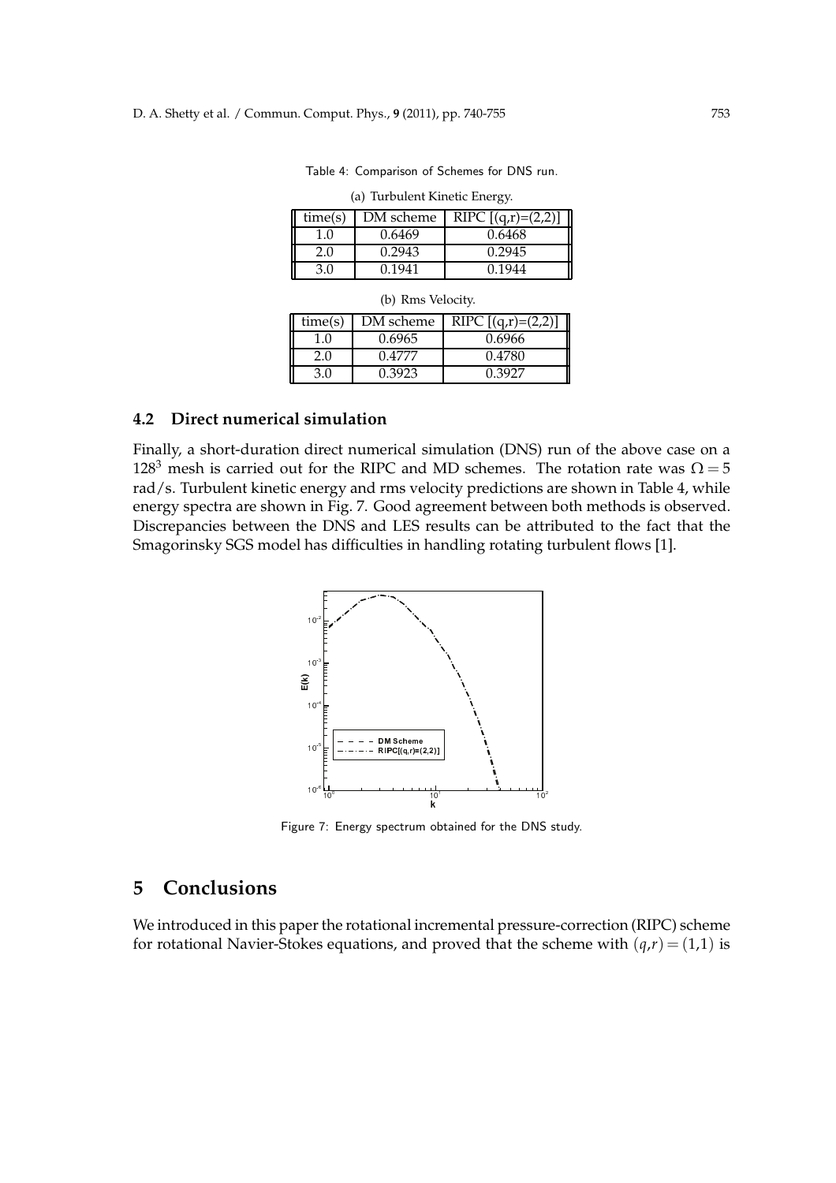Table 4: Comparison of Schemes for DNS run.

(a) Turbulent Kinetic Energy.

| time(s) | DM scheme | RIPC [(q,r)=(2,2)] |
|---|---|---|
| 1.0 | 0.6469 | 0.6468 |
| 2.0 | 0.2943 | 0.2945 |
| 3.0 | 0.1941 | 0.1944 |

(b) Rms Velocity.

| time(s) | DM scheme | RIPC [(q,r)=(2,2)] |
|---|---|---|
| 1.0 | 0.6965 | 0.6966 |
| 2.0 | 0.4777 | 0.4780 |
| 3.0 | 0.3923 | 0.3927 |

### 4.2 Direct numerical simulation

Finally, a short-duration direct numerical simulation (DNS) run of the above case on a $128^3$ mesh is carried out for the RIPC and MD schemes. The rotation rate was $\Omega = 5$ rad/s. Turbulent kinetic energy and rms velocity predictions are shown in Table 4, while energy spectra are shown in Fig. 7. Good agreement between both methods is observed. Discrepancies between the DNS and LES results can be attributed to the fact that the Smagorinsky SGS model has difficulties in handling rotating turbulent flows [1].

Figure 7: Energy spectrum obtained for the DNS study.

## 5 Conclusions

We introduced in this paper the rotational incremental pressure-correction (RIPC) scheme for rotational Navier-Stokes equations, and proved that the scheme with $(q,r) = (1,1)$ is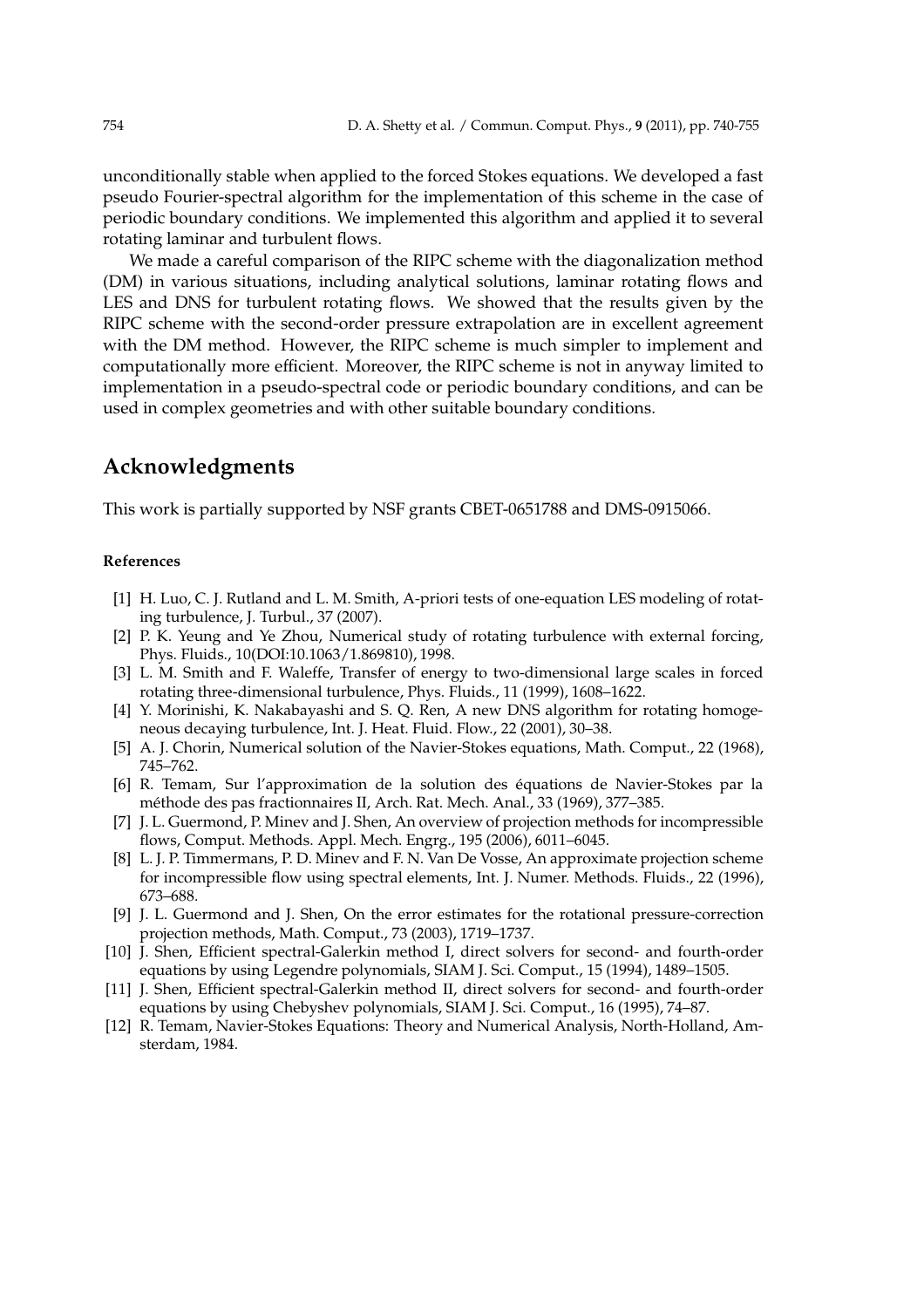unconditionally stable when applied to the forced Stokes equations. We developed a fast pseudo Fourier-spectral algorithm for the implementation of this scheme in the case of periodic boundary conditions. We implemented this algorithm and applied it to several rotating laminar and turbulent flows.

We made a careful comparison of the RIPC scheme with the diagonalization method (DM) in various situations, including analytical solutions, laminar rotating flows and LES and DNS for turbulent rotating flows. We showed that the results given by the RIPC scheme with the second-order pressure extrapolation are in excellent agreement with the DM method. However, the RIPC scheme is much simpler to implement and computationally more efficient. Moreover, the RIPC scheme is not in anyway limited to implementation in a pseudo-spectral code or periodic boundary conditions, and can be used in complex geometries and with other suitable boundary conditions.

## Acknowledgments

This work is partially supported by NSF grants CBET-0651788 and DMS-0915066.

#### References

[1] H. Luo, C. J. Rutland and L. M. Smith, A-priori tests of one-equation LES modeling of rotating turbulence, J. Turbul., 37 (2007).

[2] P. K. Yeung and Ye Zhou, Numerical study of rotating turbulence with external forcing, Phys. Fluids., 10(DOI:10.1063/1.869810), 1998.

[3] L. M. Smith and F. Waleffe, Transfer of energy to two-dimensional large scales in forced rotating three-dimensional turbulence, Phys. Fluids., 11 (1999), 1608–1622.

[4] Y. Morinishi, K. Nakabayashi and S. Q. Ren, A new DNS algorithm for rotating homogeneous decaying turbulence, Int. J. Heat. Fluid. Flow., 22 (2001), 30–38.

[5] A. J. Chorin, Numerical solution of the Navier-Stokes equations, Math. Comput., 22 (1968), 745–762.

[6] R. Temam, Sur l'approximation de la solution des équations de Navier-Stokes par la méthode des pas fractionnaires II, Arch. Rat. Mech. Anal., 33 (1969), 377–385.

[7] J. L. Guermond, P. Minev and J. Shen, An overview of projection methods for incompressible flows, Comput. Methods. Appl. Mech. Engrg., 195 (2006), 6011–6045.

[8] L. J. P. Timmermans, P. D. Minev and F. N. Van De Vosse, An approximate projection scheme for incompressible flow using spectral elements, Int. J. Numer. Methods. Fluids., 22 (1996), 673–688.

[9] J. L. Guermond and J. Shen, On the error estimates for the rotational pressure-correction projection methods, Math. Comput., 73 (2003), 1719–1737.

[10] J. Shen, Efficient spectral-Galerkin method I, direct solvers for second- and fourth-order equations by using Legendre polynomials, SIAM J. Sci. Comput., 15 (1994), 1489–1505.

[11] J. Shen, Efficient spectral-Galerkin method II, direct solvers for second- and fourth-order equations by using Chebyshev polynomials, SIAM J. Sci. Comput., 16 (1995), 74–87.

[12] R. Temam, Navier-Stokes Equations: Theory and Numerical Analysis, North-Holland, Amsterdam, 1984.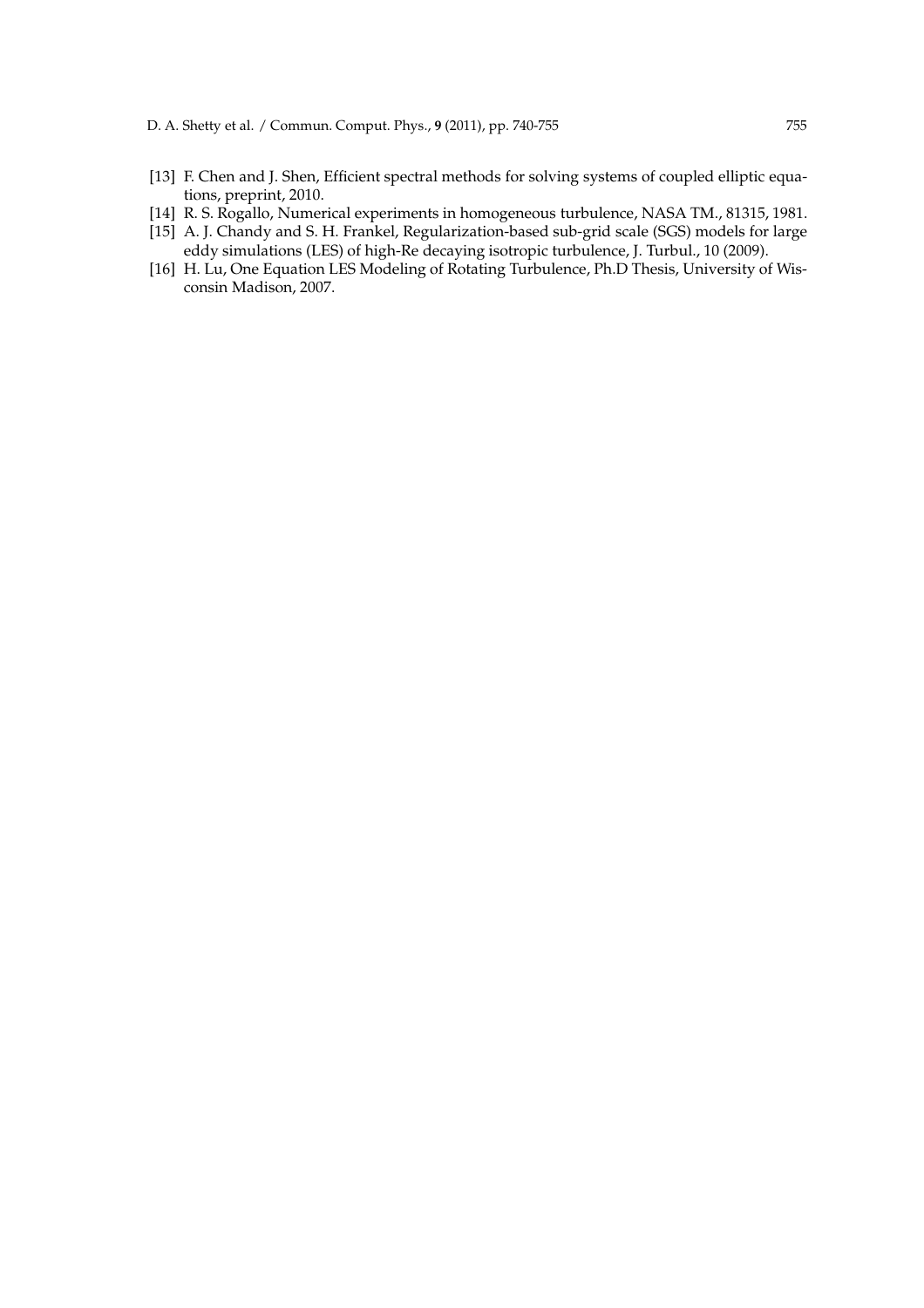[13] F. Chen and J. Shen, Efficient spectral methods for solving systems of coupled elliptic equations, preprint, 2010.

[14] R. S. Rogallo, Numerical experiments in homogeneous turbulence, NASA TM., 81315, 1981.

[15] A. J. Chandy and S. H. Frankel, Regularization-based sub-grid scale (SGS) models for large eddy simulations (LES) of high-Re decaying isotropic turbulence, J. Turbul., 10 (2009).

[16] H. Lu, One Equation LES Modeling of Rotating Turbulence, Ph.D Thesis, University of Wisconsin Madison, 2007.